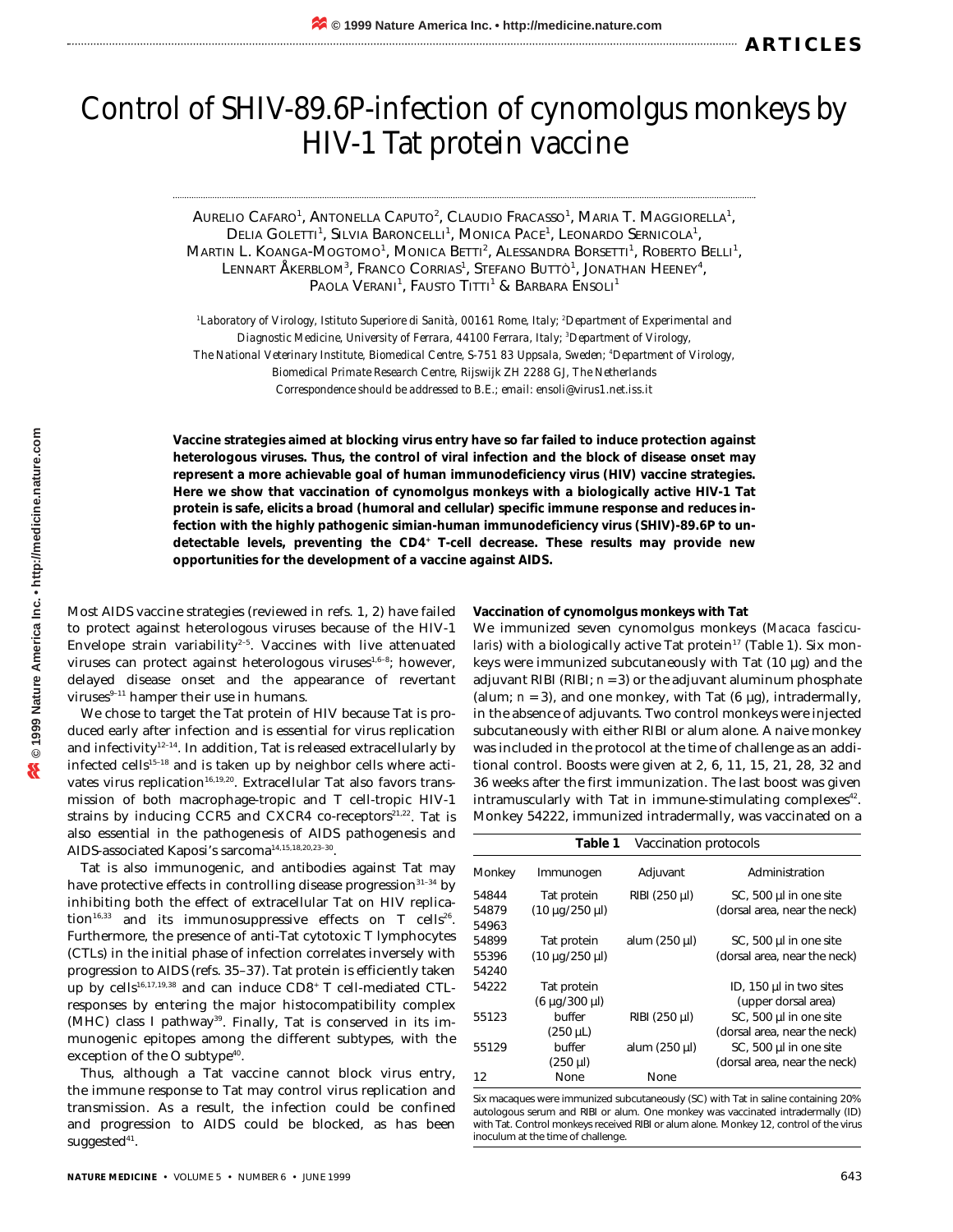# Control of SHIV-89.6P-infection of cynomolgus monkeys by HIV-1 Tat protein vaccine

Aurelio Cafaro[1], Antonella Caputo[2], Claudio Fracasso[1], Maria T. Maggiorella[1], Delia Goletti[1], Silvia Baroncelli[1], Monica Pace[1], Leonardo Sernicola[1], Martin L. Koanga-Mogtomo[1], Monica Betti[2], Alessandra Borsetti[1], Roberto Belli[1], Lennart Åkerblom[3], Franco Corrias[1], Stefano Buttò[1], Jonathan Heeney[4], Paola Verani[1], Fausto Titti[1] & Barbara Ensoli[1]

[1]*Laboratory of Virology, Istituto Superiore di Sanità, 00161 Rome, Italy;* [2]*Department of Experimental and Diagnostic Medicine, University of Ferrara, 44100 Ferrara, Italy;* [3]*Department of Virology, The National Veterinary Institute, Biomedical Centre, S-751 83 Uppsala, Sweden;* [4]*Department of Virology, Biomedical Primate Research Centre, Rijswijk ZH 2288 GJ, The Netherlands*

*Correspondence should be addressed to B.E.; email: ensoli@virus1.net.iss.it*

**Vaccine strategies aimed at blocking virus entry have so far failed to induce protection against heterologous viruses. Thus, the control of viral infection and the block of disease onset may represent a more achievable goal of human immunodeficiency virus (HIV) vaccine strategies. Here we show that vaccination of cynomolgus monkeys with a biologically active HIV-1 Tat protein is safe, elicits a broad (humoral and cellular) specific immune response and reduces infection with the highly pathogenic simian-human immunodeficiency virus (SHIV)-89.6P to undetectable levels, preventing the CD4+ T-cell decrease. These results may provide new opportunities for the development of a vaccine against AIDS.**

Most AIDS vaccine strategies (reviewed in refs. 1, 2) have failed to protect against heterologous viruses because of the HIV-1 Envelope strain variability[2–5]. Vaccines with live attenuated viruses can protect against heterologous viruses[1,6–8]; however, delayed disease onset and the appearance of revertant viruses[9–11] hamper their use in humans.

We chose to target the Tat protein of HIV because Tat is produced early after infection and is essential for virus replication and infectivity[12–14]. In addition, Tat is released extracellularly by infected cells[15–18] and is taken up by neighbor cells where activates virus replication[16,19,20]. Extracellular Tat also favors transmission of both macrophage-tropic and T cell-tropic HIV-1 strains by inducing CCR5 and CXCR4 co-receptors[21,22]. Tat is also essential in the pathogenesis of AIDS pathogenesis and AIDS-associated Kaposi's sarcoma[14,15,18,20,23–30].

Tat is also immunogenic, and antibodies against Tat may have protective effects in controlling disease progression[31–34] by inhibiting both the effect of extracellular Tat on HIV replication[16,33] and its immunosuppressive effects on T cells[26]. Furthermore, the presence of anti-Tat cytotoxic T lymphocytes (CTLs) in the initial phase of infection correlates inversely with progression to AIDS (refs. 35–37). Tat protein is efficiently taken up by cells[16,17,19,38] and can induce CD8+ T cell-mediated CTL-responses by entering the major histocompatibility complex (MHC) class I pathway[39]. Finally, Tat is conserved in its immunogenic epitopes among the different subtypes, with the exception of the O subtype[40].

Thus, although a Tat vaccine cannot block virus entry, the immune response to Tat may control virus replication and transmission. As a result, the infection could be confined and progression to AIDS could be blocked, as has been suggested[41].

### Vaccination of cynomolgus monkeys with Tat

We immunized seven cynomolgus monkeys (*Macaca fascicularis*) with a biologically active Tat protein[17] (Table 1). Six monkeys were immunized subcutaneously with Tat (10 µg) and the adjuvant RIBI (RIBI; $n = 3$) or the adjuvant aluminum phosphate (alum; $n = 3$), and one monkey, with Tat (6 µg), intradermally, in the absence of adjuvants. Two control monkeys were injected subcutaneously with either RIBI or alum alone. A naive monkey was included in the protocol at the time of challenge as an additional control. Boosts were given at 2, 6, 11, 15, 21, 28, 32 and 36 weeks after the first immunization. The last boost was given intramuscularly with Tat in immune-stimulating complexes[42]. Monkey 54222, immunized intradermally, was vaccinated on a

**Table 1** Vaccination protocols

| Monkey | Immunogen | Adjuvant | Administration |
|---|---|---|---|
| 54844<br>54879<br>54963 | Tat protein<br>(10 µg/250 µl) | RIBI (250 µl) | SC, 500 µl in one site<br>(dorsal area, near the neck) |
| 54899<br>55396<br>54240 | Tat protein<br>(10 µg/250 µl) | alum (250 µl) | SC, 500 µl in one site<br>(dorsal area, near the neck) |
| 54222 | Tat protein<br>(6 µg/300 µl) | | ID, 150 µl in two sites<br>(upper dorsal area) |
| 55123 | buffer<br>(250 µL) | RIBI (250 µl) | SC, 500 µl in one site<br>(dorsal area, near the neck) |
| 55129 | buffer<br>(250 µl) | alum (250 µl) | SC, 500 µl in one site<br>(dorsal area, near the neck) |
| 12 | None | None | |

Six macaques were immunized subcutaneously (SC) with Tat in saline containing 20% autologous serum and RIBI or alum. One monkey was vaccinated intradermally (ID) with Tat. Control monkeys received RIBI or alum alone. Monkey 12, control of the virus inoculum at the time of challenge.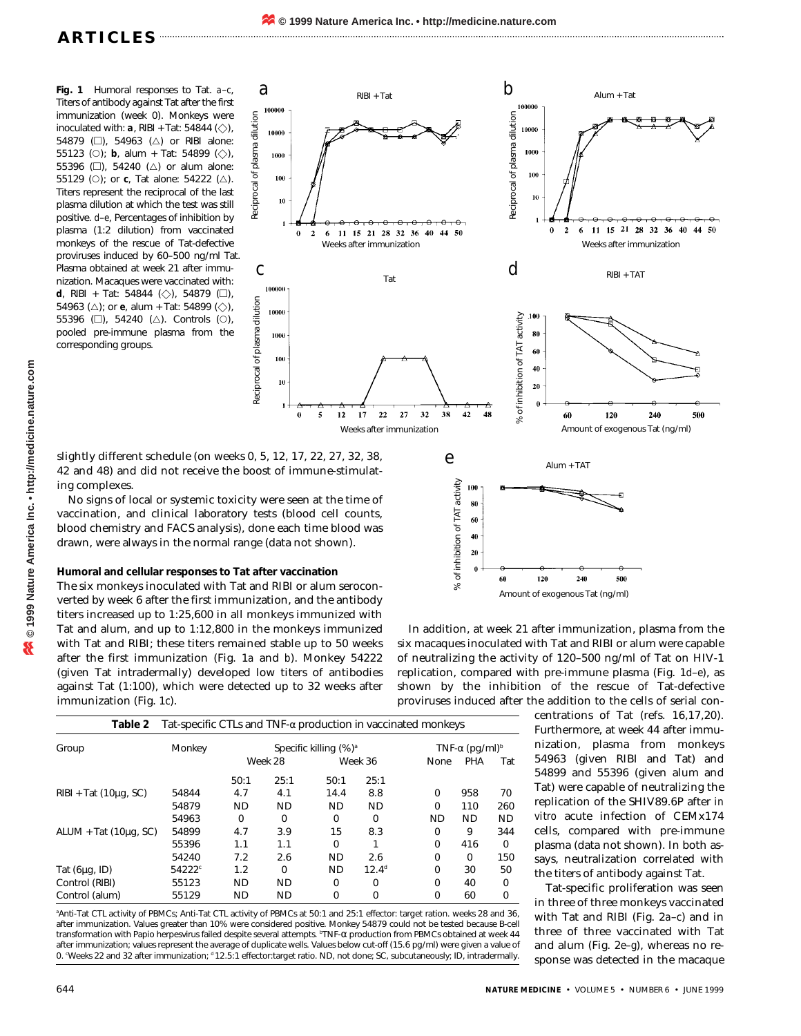**Fig. 1** Humoral responses to Tat. *a*–*c*, Titers of antibody against Tat after the first immunization (week 0). Monkeys were inoculated with: ***a***, RIBI + Tat: 54844 (◇), 54879 (□), 54963 (△) or RIBI alone: 55123 (○); ***b***, alum + Tat: 54899 (◇), 55396 (□), 54240 (△) or alum alone: 55129 (○); or ***c***, Tat alone: 54222 (△). Titers represent the reciprocal of the last plasma dilution at which the test was still positive. *d*–*e*, Percentages of inhibition by plasma (1:2 dilution) from vaccinated monkeys of the rescue of Tat-defective proviruses induced by 60–500 ng/ml Tat. Plasma obtained at week 21 after immunization. Macaques were vaccinated with: ***d***, RIBI + Tat: 54844 (◇), 54879 (□), 54963 (△); or ***e***, alum + Tat: 54899 (◇), 55396 (□), 54240 (△). Controls (○), pooled pre-immune plasma from the corresponding groups.

slightly different schedule (on weeks 0, 5, 12, 17, 22, 27, 32, 38, 42 and 48) and did not receive the boost of immune-stimulating complexes.

No signs of local or systemic toxicity were seen at the time of vaccination, and clinical laboratory tests (blood cell counts, blood chemistry and FACS analysis), done each time blood was drawn, were always in the normal range (data not shown).

**Humoral and cellular responses to Tat after vaccination**

The six monkeys inoculated with Tat and RIBI or alum seroconverted by week 6 after the first immunization, and the antibody titers increased up to 1:25,600 in all monkeys immunized with Tat and alum, and up to 1:12,800 in the monkeys immunized with Tat and RIBI; these titers remained stable up to 50 weeks after the first immunization (Fig. 1*a* and *b*). Monkey 54222 (given Tat intradermally) developed low titers of antibodies against Tat (1:100), which were detected up to 32 weeks after immunization (Fig. 1*c*).

In addition, at week 21 after immunization, plasma from the six macaques inoculated with Tat and RIBI or alum were capable of neutralizing the activity of 120–500 ng/ml of Tat on HIV-1 replication, compared with pre-immune plasma (Fig. 1*d*–*e*), as shown by the inhibition of the rescue of Tat-defective proviruses induced after the addition to the cells of serial concentrations of Tat (refs. 16,17,20). Furthermore, at week 44 after immunization, plasma from monkeys 54963 (given RIBI and Tat) and 54899 and 55396 (given alum and Tat) were capable of neutralizing the replication of the SHIV89.6P after *in vitro* acute infection of CEMx174 cells, compared with pre-immune plasma (data not shown). In both assays, neutralization correlated with the titers of antibody against Tat.

Tat-specific proliferation was seen in three of three monkeys vaccinated with Tat and RIBI (Fig. 2*a*–*c*) and in three of three vaccinated with Tat and alum (Fig. 2*e*–*g*), whereas no response was detected in the macaque

**Table 2** Tat-specific CTLs and TNF-α production in vaccinated monkeys

| Group | Monkey | Specific killing (%)[a] | | | | TNF-α (pg/ml)[b] | | |
|---|---|---|---|---|---|---|---|---|
| | | Week 28 | | Week 36 | | None | PHA | Tat |
| | | 50:1 | 25:1 | 50:1 | 25:1 | | | |
| RIBI + Tat (10µg, SC) | 54844 | 4.7 | 4.1 | 14.4 | 8.8 | 0 | 958 | 70 |
| | 54879 | ND | ND | ND | ND | 0 | 110 | 260 |
| | 54963 | 0 | 0 | 0 | 0 | ND | ND | ND |
| ALUM + Tat (10µg, SC) | 54899 | 4.7 | 3.9 | 15 | 8.3 | 0 | 9 | 344 |
| | 55396 | 1.1 | 1.1 | 0 | 1 | 0 | 416 | 0 |
| | 54240 | 7.2 | 2.6 | ND | 2.6 | 0 | 0 | 150 |
| Tat (6µg, ID) | 54222[c] | 1.2 | 0 | ND | 12.4[d] | 0 | 30 | 50 |
| Control (RIBI) | 55123 | ND | ND | 0 | 0 | 0 | 40 | 0 |
| Control (alum) | 55129 | ND | ND | 0 | 0 | 0 | 60 | 0 |

[a]Anti-Tat CTL activity of PBMCs; Anti-Tat CTL activity of PBMCs at 50:1 and 25:1 effector: target ration. weeks 28 and 36, after immunization. Values greater than 10% were considered positive. Monkey 54879 could not be tested because B-cell transformation with Papio herpesvirus failed despite several attempts. [b]TNF-α production from PBMCs obtained at week 44 after immunization; values represent the average of duplicate wells. Values below cut-off (15.6 pg/ml) were given a value of 0. [c]Weeks 22 and 32 after immunization; [d]12.5:1 effector:target ratio. ND, not done; SC, subcutaneously; ID, intradermally.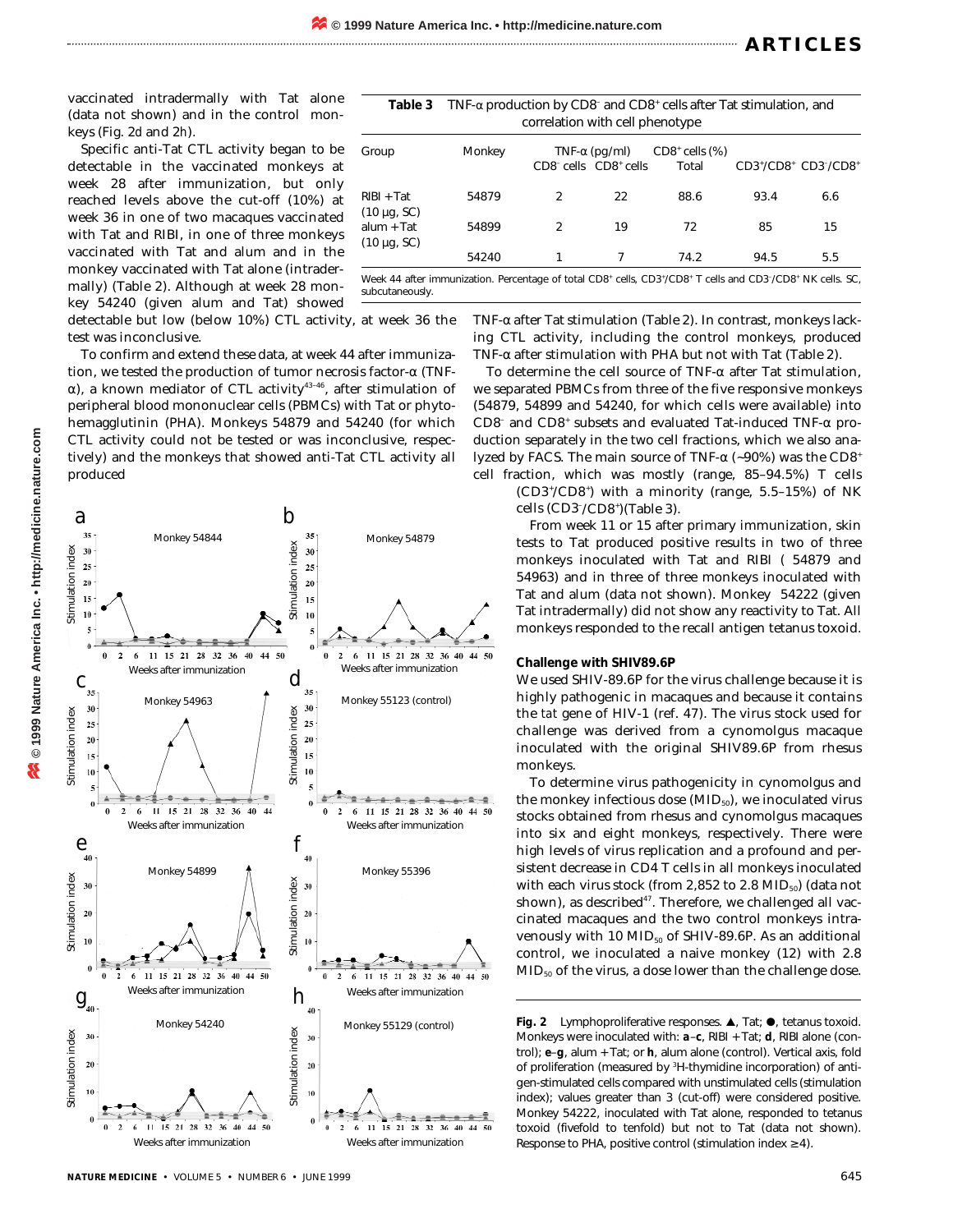vaccinated intradermally with Tat alone (data not shown) and in the control monkeys (Fig. 2*d* and 2*h*).

Specific anti-Tat CTL activity began to be detectable in the vaccinated monkeys at week 28 after immunization, but only reached levels above the cut-off (10%) at week 36 in one of two macaques vaccinated with Tat and RIBI, in one of three monkeys vaccinated with Tat and alum and in the monkey vaccinated with Tat alone (intradermally) (Table 2). Although at week 28 monkey 54240 (given alum and Tat) showed detectable but low (below 10%) CTL activity, at week 36 the test was inconclusive.

To confirm and extend these data, at week 44 after immunization, we tested the production of tumor necrosis factor-α (TNF-α), a known mediator of CTL activity[43–46], after stimulation of peripheral blood mononuclear cells (PBMCs) with Tat or phytohemagglutinin (PHA). Monkeys 54879 and 54240 (for which CTL activity could not be tested or was inconclusive, respectively) and the monkeys that showed anti-Tat CTL activity all produced TNF-α after Tat stimulation (Table 2). In contrast, monkeys lacking CTL activity, including the control monkeys, produced TNF-α after stimulation with PHA but not with Tat (Table 2).

**Table 3** TNF-α production by $CD8^-$ and $CD8^+$ cells after Tat stimulation, and correlation with cell phenotype

| Group | Monkey | TNF-α (pg/ml) | | $CD8^+$ cells (%) | | |
|---|---|---|---|---|---|---|
| | | $CD8^-$ cells | $CD8^+$ cells | Total | $CD3^+/CD8^+$ | $CD3^-/CD8^+$ |
| RIBI + Tat (10 μg, SC) | 54879 | 2 | 22 | 88.6 | 93.4 | 6.6 |
| alum + Tat (10 μg, SC) | 54899 | 2 | 19 | 72 | 85 | 15 |
| | 54240 | 1 | 7 | 74.2 | 94.5 | 5.5 |

Week 44 after immunization. Percentage of total $CD8^+$ cells, $CD3^+/CD8^+$ T cells and $CD3^-/CD8^+$ NK cells. SC, subcutaneously.

To determine the cell source of TNF-α after Tat stimulation, we separated PBMCs from three of the five responsive monkeys (54879, 54899 and 54240, for which cells were available) into $CD8^-$ and $CD8^+$ subsets and evaluated Tat-induced TNF-α production separately in the two cell fractions, which we also analyzed by FACS. The main source of TNF-α (~90%) was the $CD8^+$ cell fraction, which was mostly (range, 85–94.5%) T cells ($CD3^+/CD8^+$) with a minority (range, 5.5–15%) of NK cells ($CD3^-/CD8^+$)(Table 3).

From week 11 or 15 after primary immunization, skin tests to Tat produced positive results in two of three monkeys inoculated with Tat and RIBI ( 54879 and 54963) and in three of three monkeys inoculated with Tat and alum (data not shown). Monkey 54222 (given Tat intradermally) did not show any reactivity to Tat. All monkeys responded to the recall antigen tetanus toxoid.

**Challenge with SHIV89.6P**

We used SHIV-89.6P for the virus challenge because it is highly pathogenic in macaques and because it contains the *tat* gene of HIV-1 (ref. 47). The virus stock used for challenge was derived from a cynomolgus macaque inoculated with the original SHIV89.6P from rhesus monkeys.

To determine virus pathogenicity in cynomolgus and the monkey infectious dose ($MID_{50}$), we inoculated virus stocks obtained from rhesus and cynomolgus macaques into six and eight monkeys, respectively. There were high levels of virus replication and a profound and persistent decrease in CD4 T cells in all monkeys inoculated with each virus stock (from 2,852 to 2.8 $MID_{50}$) (data not shown), as described[47]. Therefore, we challenged all vaccinated macaques and the two control monkeys intravenously with 10 $MID_{50}$ of SHIV-89.6P. As an additional control, we inoculated a naive monkey (12) with 2.8 $MID_{50}$ of the virus, a dose lower than the challenge dose.

**Fig. 2** Lymphoproliferative responses. ▲, Tat; ●, tetanus toxoid. Monkeys were inoculated with: ***a***–***c***, RIBI + Tat; ***d***, RIBI alone (control); ***e***–***g***, alum + Tat; or ***h***, alum alone (control). Vertical axis, fold of proliferation (measured by $^3$H-thymidine incorporation) of antigen-stimulated cells compared with unstimulated cells (stimulation index); values greater than 3 (cut-off) were considered positive. Monkey 54222, inoculated with Tat alone, responded to tetanus toxoid (fivefold to tenfold) but not to Tat (data not shown). Response to PHA, positive control (stimulation index ≥4).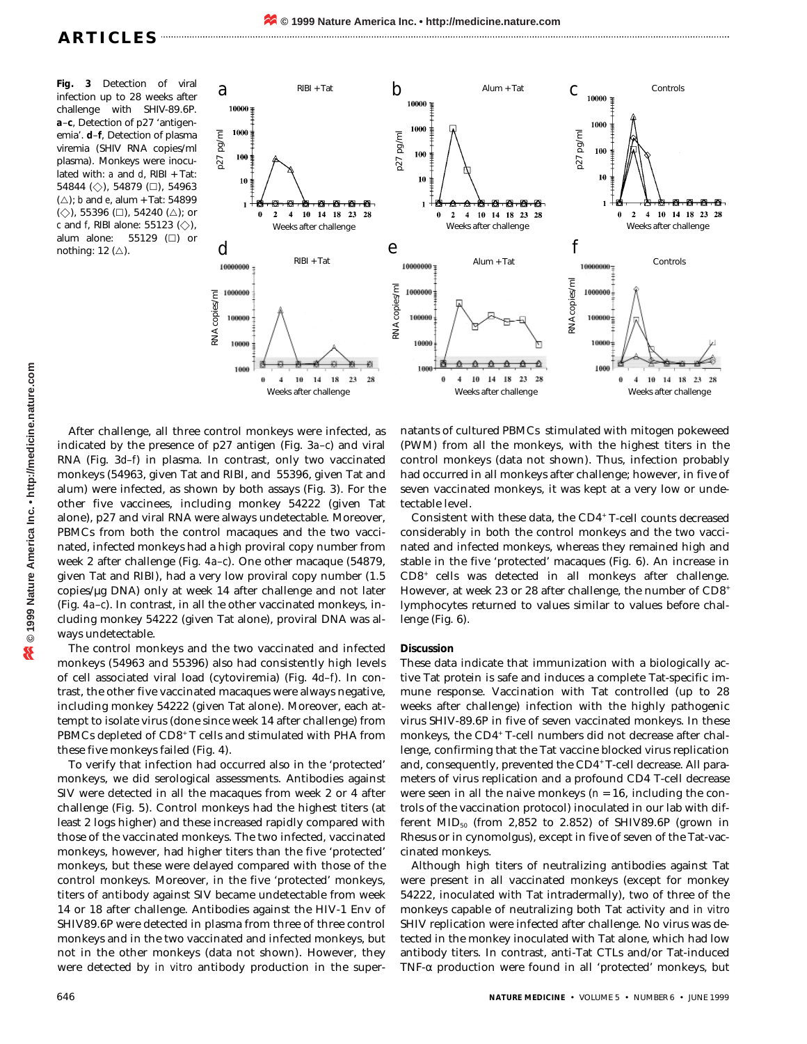**Fig. 3** Detection of viral infection up to 28 weeks after challenge with SHIV-89.6P. **a**–**c**, Detection of p27 'antigenemia'. **d**–**f**, Detection of plasma viremia (SHIV RNA copies/ml plasma). Monkeys were inoculated with: *a* and *d*, RIBI + Tat: 54844 (◇), 54879 (□), 54963 (△); *b* and *e*, alum + Tat: 54899 (◇), 55396 (□), 54240 (△); or *c* and *f*, RIBI alone: 55123 (◇), alum alone: 55129 (□) or nothing: 12 (△).

After challenge, all three control monkeys were infected, as indicated by the presence of p27 antigen (Fig. 3*a*–*c*) and viral RNA (Fig. 3*d*–*f*) in plasma. In contrast, only two vaccinated monkeys (54963, given Tat and RIBI, and 55396, given Tat and alum) were infected, as shown by both assays (Fig. 3). For the other five vaccinees, including monkey 54222 (given Tat alone), p27 and viral RNA were always undetectable. Moreover, PBMCs from both the control macaques and the two vaccinated, infected monkeys had a high proviral copy number from week 2 after challenge (Fig. 4*a*–*c*). One other macaque (54879, given Tat and RIBI), had a very low proviral copy number (1.5 copies/μg DNA) only at week 14 after challenge and not later (Fig. 4*a*–*c*). In contrast, in all the other vaccinated monkeys, including monkey 54222 (given Tat alone), proviral DNA was always undetectable.

The control monkeys and the two vaccinated and infected monkeys (54963 and 55396) also had consistently high levels of cell associated viral load (cytoviremia) (Fig. 4*d*–*f*). In contrast, the other five vaccinated macaques were always negative, including monkey 54222 (given Tat alone). Moreover, each attempt to isolate virus (done since week 14 after challenge) from PBMCs depleted of $CD8^+$ T cells and stimulated with PHA from these five monkeys failed (Fig. 4).

To verify that infection had occurred also in the 'protected' monkeys, we did serological assessments. Antibodies against SIV were detected in all the macaques from week 2 or 4 after challenge (Fig. 5). Control monkeys had the highest titers (at least 2 logs higher) and these increased rapidly compared with those of the vaccinated monkeys. The two infected, vaccinated monkeys, however, had higher titers than the five 'protected' monkeys, but these were delayed compared with those of the control monkeys. Moreover, in the five 'protected' monkeys, titers of antibody against SIV became undetectable from week 14 or 18 after challenge. Antibodies against the HIV-1 Env of SHIV89.6P were detected in plasma from three of three control monkeys and in the two vaccinated and infected monkeys, but not in the other monkeys (data not shown). However, they were detected by *in vitro* antibody production in the supernatants of cultured PBMCs stimulated with mitogen pokeweed (PWM) from all the monkeys, with the highest titers in the control monkeys (data not shown). Thus, infection probably had occurred in all monkeys after challenge; however, in five of seven vaccinated monkeys, it was kept at a very low or undetectable level.

Consistent with these data, the $CD4^+$ T-cell counts decreased considerably in both the control monkeys and the two vaccinated and infected monkeys, whereas they remained high and stable in the five 'protected' macaques (Fig. 6). An increase in $CD8^+$ cells was detected in all monkeys after challenge. However, at week 23 or 28 after challenge, the number of $CD8^+$ lymphocytes returned to values similar to values before challenge (Fig. 6).

## Discussion

These data indicate that immunization with a biologically active Tat protein is safe and induces a complete Tat-specific immune response. Vaccination with Tat controlled (up to 28 weeks after challenge) infection with the highly pathogenic virus SHIV-89.6P in five of seven vaccinated monkeys. In these monkeys, the $CD4^+$ T-cell numbers did not decrease after challenge, confirming that the Tat vaccine blocked virus replication and, consequently, prevented the $CD4^+$ T-cell decrease. All parameters of virus replication and a profound CD4 T-cell decrease were seen in all the naive monkeys ($n = 16$, including the controls of the vaccination protocol) inoculated in our lab with different $MID_{50}$ (from 2,852 to 2.852) of SHIV89.6P (grown in Rhesus or in cynomolgus), except in five of seven of the Tat-vaccinated monkeys.

Although high titers of neutralizing antibodies against Tat were present in all vaccinated monkeys (except for monkey 54222, inoculated with Tat intradermally), two of three of the monkeys capable of neutralizing both Tat activity and *in vitro* SHIV replication were infected after challenge. No virus was detected in the monkey inoculated with Tat alone, which had low antibody titers. In contrast, anti-Tat CTLs and/or Tat-induced TNF-α production were found in all 'protected' monkeys, but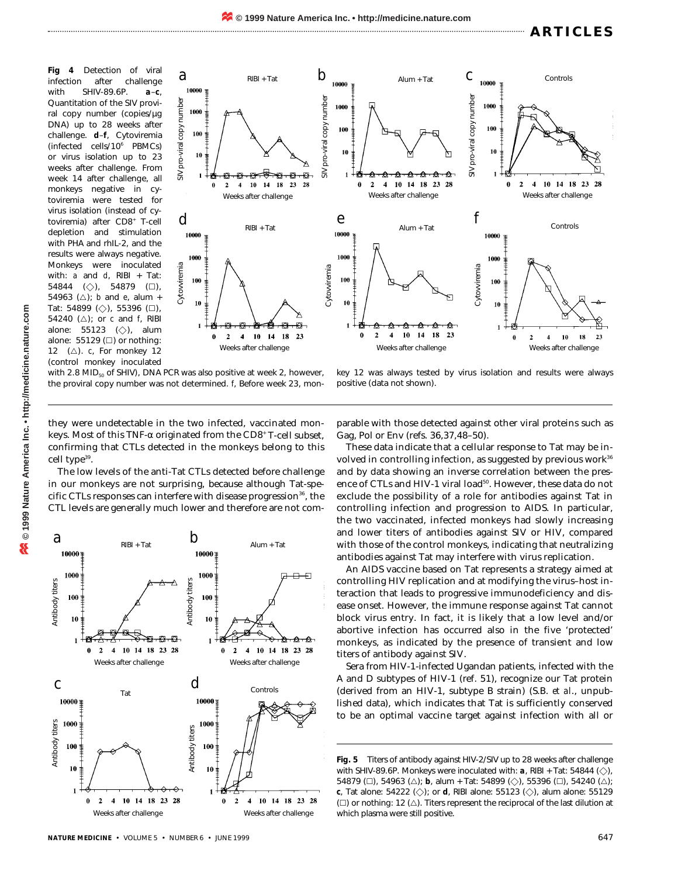**Fig 4** Detection of viral infection after challenge with SHIV-89.6P. **a**–**c**, Quantitation of the SIV proviral copy number (copies/μg DNA) up to 28 weeks after challenge. **d**–**f**, Cytoviremia (infected cells/$10^6$ PBMCs) or virus isolation up to 23 weeks after challenge. From week 14 after challenge, all monkeys negative in cytoviremia were tested for virus isolation (instead of cytoviremia) after $CD8^+$ T-cell depletion and stimulation with PHA and rhIL-2, and the results were always negative. Monkeys were inoculated with: a and d, RIBI + Tat: 54844 (◇), 54879 (□), 54963 (△); b and e, alum + Tat: 54899 (◇), 55396 (□), 54240 (△); or c and f, RIBI alone: 55123 (◇), alum alone: 55129 (□) or nothing: 12 (△). c, For monkey 12 (control monkey inoculated with 2.8 $MID_{50}$ of SHIV), DNA PCR was also positive at week 2, however, the proviral copy number was not determined. f, Before week 23, monkey 12 was always tested by virus isolation and results were always positive (data not shown).

they were undetectable in the two infected, vaccinated monkeys. Most of this TNF-α originated from the $CD8^+$ T-cell subset, confirming that CTLs detected in the monkeys belong to this cell type[39].

The low levels of the anti-Tat CTLs detected before challenge in our monkeys are not surprising, because although Tat-specific CTLs responses can interfere with disease progression[36], the CTL levels are generally much lower and therefore are not comparable with those detected against other viral proteins such as Gag, Pol or Env (refs. 36,37,48–50).

These data indicate that a cellular response to Tat may be involved in controlling infection, as suggested by previous work[36] and by data showing an inverse correlation between the presence of CTLs and HIV-1 viral load[50]. However, these data do not exclude the possibility of a role for antibodies against Tat in controlling infection and progression to AIDS. In particular, the two vaccinated, infected monkeys had slowly increasing and lower titers of antibodies against SIV or HIV, compared with those of the control monkeys, indicating that neutralizing antibodies against Tat may interfere with virus replication.

An AIDS vaccine based on Tat represents a strategy aimed at controlling HIV replication and at modifying the virus–host interaction that leads to progressive immunodeficiency and disease onset. However, the immune response against Tat cannot block virus entry. In fact, it is likely that a low level and/or abortive infection has occurred also in the five 'protected' monkeys, as indicated by the presence of transient and low titers of antibody against SIV.

Sera from HIV-1-infected Ugandan patients, infected with the A and D subtypes of HIV-1 (ref. 51), recognize our Tat protein (derived from an HIV-1, subtype B strain) (S.B. *et al.*, unpublished data), which indicates that Tat is sufficiently conserved to be an optimal vaccine target against infection with all or

**Fig. 5** Titers of antibody against HIV-2/SIV up to 28 weeks after challenge with SHIV-89.6P. Monkeys were inoculated with: **a**, RIBI + Tat: 54844 (◇), 54879 (□), 54963 (△); **b**, alum + Tat: 54899 (◇), 55396 (□), 54240 (△); **c**, Tat alone: 54222 (◇); or **d**, RIBI alone: 55123 (◇), alum alone: 55129 (□) or nothing: 12 (△). Titers represent the reciprocal of the last dilution at which plasma were still positive.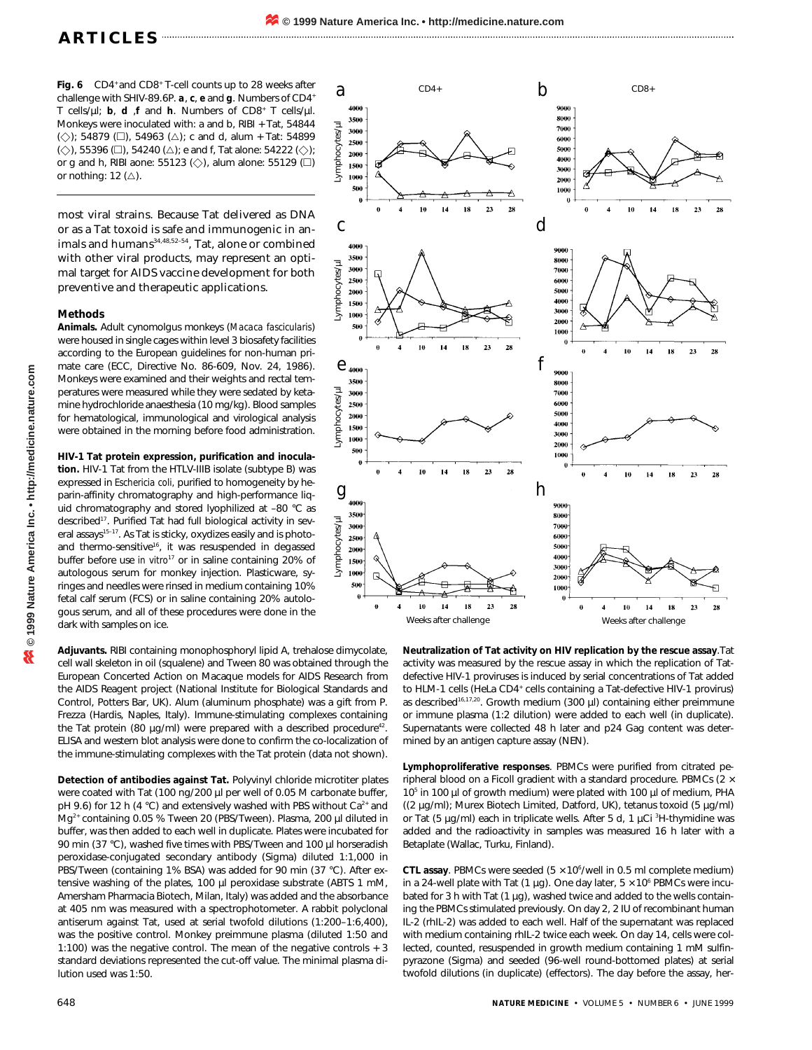**Fig. 6** CD4⁺and CD8⁺ T-cell counts up to 28 weeks after challenge with SHIV-89.6P. **a**, **c**, **e** and **g**. Numbers of CD4⁺ T cells/µl; **b**, **d**, **f** and **h**. Numbers of CD8⁺ T cells/µl. Monkeys were inoculated with: a and b, RIBI + Tat, 54844 (◇); 54879 (□), 54963 (△); c and d, alum + Tat: 54899 (◇), 55396 (□), 54240 (△); e and f, Tat alone: 54222 (◇); or g and h, RIBI aone: 55123 (◇), alum alone: 55129 (□) or nothing: 12 (△).

most viral strains. Because Tat delivered as DNA or as a Tat toxoid is safe and immunogenic in animals and humans[34,48,52–54], Tat, alone or combined with other viral products, may represent an optimal target for AIDS vaccine development for both preventive and therapeutic applications.

## Methods

**Animals.** Adult cynomolgus monkeys (*Macaca fascicularis*) were housed in single cages within level 3 biosafety facilities according to the European guidelines for non-human primate care (ECC, Directive No. 86-609, Nov. 24, 1986). Monkeys were examined and their weights and rectal temperatures were measured while they were sedated by ketamine hydrochloride anaesthesia (10 mg/kg). Blood samples for hematological, immunological and virological analysis were obtained in the morning before food administration.

**HIV-1 Tat protein expression, purification and inoculation.** HIV-1 Tat from the HTLV-IIIB isolate (subtype B) was expressed in *Eschericia coli*, purified to homogeneity by heparin-affinity chromatography and high-performance liquid chromatography and stored lyophilized at –80 °C as described[17]. Purified Tat had full biological activity in several assays[15–17]. As Tat is sticky, oxydizes easily and is photo- and thermo-sensitive[16], it was resuspended in degassed buffer before use *in vitro*[17] or in saline containing 20% of autologous serum for monkey injection. Plasticware, syringes and needles were rinsed in medium containing 10% fetal calf serum (FCS) or in saline containing 20% autologous serum, and all of these procedures were done in the dark with samples on ice.

**Adjuvants.** RIBI containing monophosphoryl lipid A, trehalose dimycolate, cell wall skeleton in oil (squalene) and Tween 80 was obtained through the European Concerted Action on Macaque models for AIDS Research from the AIDS Reagent project (National Institute for Biological Standards and Control, Potters Bar, UK). Alum (aluminum phosphate) was a gift from P. Frezza (Hardis, Naples, Italy). Immune-stimulating complexes containing the Tat protein (80 µg/ml) were prepared with a described procedure[42]. ELISA and western blot analysis were done to confirm the co-localization of the immune-stimulating complexes with the Tat protein (data not shown).

**Detection of antibodies against Tat.** Polyvinyl chloride microtiter plates were coated with Tat (100 ng/200 µl per well of 0.05 M carbonate buffer, pH 9.6) for 12 h (4 °C) and extensively washed with PBS without $Ca^{2+}$ and $Mg^{2+}$ containing 0.05 % Tween 20 (PBS/Tween). Plasma, 200 µl diluted in buffer, was then added to each well in duplicate. Plates were incubated for 90 min (37 °C), washed five times with PBS/Tween and 100 µl horseradish peroxidase-conjugated secondary antibody (Sigma) diluted 1:1,000 in PBS/Tween (containing 1% BSA) was added for 90 min (37 °C). After extensive washing of the plates, 100 µl peroxidase substrate (ABTS 1 mM, Amersham Pharmacia Biotech, Milan, Italy) was added and the absorbance at 405 nm was measured with a spectrophotometer. A rabbit polyclonal antiserum against Tat, used at serial twofold dilutions (1:200–1:6,400), was the positive control. Monkey preimmune plasma (diluted 1:50 and 1:100) was the negative control. The mean of the negative controls + 3 standard deviations represented the cut-off value. The minimal plasma dilution used was 1:50.

**Neutralization of Tat activity on HIV replication by the rescue assay**. Tat activity was measured by the rescue assay in which the replication of Tat-defective HIV-1 proviruses is induced by serial concentrations of Tat added to HLM-1 cells (HeLa CD4⁺ cells containing a Tat-defective HIV-1 provirus) as described[16,17,20]. Growth medium (300 µl) containing either preimmune or immune plasma (1:2 dilution) were added to each well (in duplicate). Supernatants were collected 48 h later and p24 Gag content was determined by an antigen capture assay (NEN).

**Lymphoproliferative responses**. PBMCs were purified from citrated peripheral blood on a Ficoll gradient with a standard procedure. PBMCs ($2 \times 10^5$ in 100 µl of growth medium) were plated with 100 µl of medium, PHA ((2 µg/ml); Murex Biotech Limited, Datford, UK), tetanus toxoid (5 µg/ml) or Tat (5 µg/ml) each in triplicate wells. After 5 d, 1 µCi $^3$H-thymidine was added and the radioactivity in samples was measured 16 h later with a Betaplate (Wallac, Turku, Finland).

**CTL assay**. PBMCs were seeded ($5 \times 10^6$/well in 0.5 ml complete medium) in a 24-well plate with Tat (1 µg). One day later, $5 \times 10^6$ PBMCs were incubated for 3 h with Tat (1 µg), washed twice and added to the wells containing the PBMCs stimulated previously. On day 2, 2 IU of recombinant human IL-2 (rhIL-2) was added to each well. Half of the supernatant was replaced with medium containing rhIL-2 twice each week. On day 14, cells were collected, counted, resuspended in growth medium containing 1 mM sulfinpyrazone (Sigma) and seeded (96-well round-bottomed plates) at serial twofold dilutions (in duplicate) (effectors). The day before the assay, her-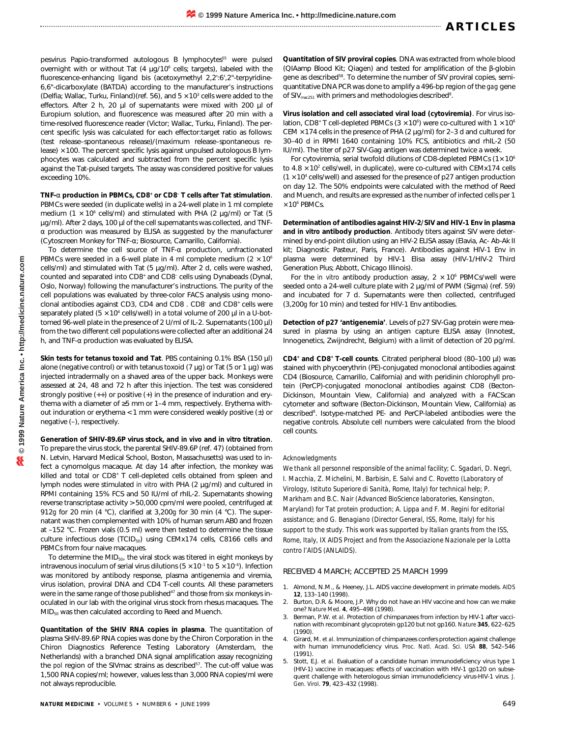pesvirus Papio-transformed autologous B lymphocytes[55] were pulsed overnight with or without Tat (4 μg/$10^6$ cells; targets), labeled with the fluorescence-enhancing ligand bis (acetoxymethyl 2,2':6',2"-terpyridine-6,6"-dicarboxylate (BATDA) according to the manufacturer's instructions (Delfia; Wallac, Turku, Finland)(ref. 56), and $5 \times 10^3$ cells were added to the effectors. After 2 h, 20 μl of supernatants were mixed with 200 μl of Europium solution, and fluorescence was measured after 20 min with a time-resolved fluorescence reader (Victor; Wallac, Turku, Finland). The percent specific lysis was calculated for each effector:target ratio as follows: (test release–spontaneous release)/(maximum release–spontaneous release) × 100. The percent specific lysis against unpulsed autologous B lymphocytes was calculated and subtracted from the percent specific lysis against the Tat-pulsed targets. The assay was considered positive for values exceeding 10%.

**TNF-α production in PBMCs, $CD8^+$ or $CD8^-$ T cells after Tat stimulation**. PBMCs were seeded (in duplicate wells) in a 24-well plate in 1 ml complete medium ($1 \times 10^6$ cells/ml) and stimulated with PHA (2 μg/ml) or Tat (5 μg/ml). After 2 days, 100 μl of the cell supernatants was collected, and TNF-α production was measured by ELISA as suggested by the manufacturer (Cytoscreen Monkey for TNF-α; Biosource, Camarillo, California).

To determine the cell source of TNF-α production, unfractionated PBMCs were seeded in a 6-well plate in 4 ml complete medium ($2 \times 10^6$ cells/ml) and stimulated with Tat (5 μg/ml). After 2 d, cells were washed, counted and separated into $CD8^+$ and $CD8^-$ cells using Dynabeads (Dynal, Oslo, Norway) following the manufacturer's instructions. The purity of the cell populations was evaluated by three-color FACS analysis using monoclonal antibodies against CD3, CD4 and CD8 . $CD8^-$ and $CD8^+$ cells were separately plated ($5 \times 10^4$ cells/well) in a total volume of 200 μl in a U-bottomed 96-well plate in the presence of 2 U/ml of IL-2. Supernatants (100 μl) from the two different cell populations were collected after an additional 24 h, and TNF-α production was evaluated by ELISA.

**Skin tests for tetanus toxoid and Tat**. PBS containing 0.1% BSA (150 μl) alone (negative control) or with tetanus toxoid (7 μg) or Tat (5 or 1 μg) was injected intradermally on a shaved area of the upper back. Monkeys were assessed at 24, 48 and 72 h after this injection. The test was considered strongly positive (++) or positive (+) in the presence of induration and erythema with a diameter of ≥5 mm or 1–4 mm, respectively. Erythema without induration or erythema < 1 mm were considered weakly positive (±) or negative (–), respectively.

**Generation of SHIV-89.6P virus stock, and in vivo and in vitro titration**. To prepare the virus stock, the parental SHIV-89.6P (ref. 47) (obtained from N. Letvin, Harvard Medical School, Boston, Massachusetts) was used to infect a cynomolgus macaque. At day 14 after infection, the monkey was killed and total or $CD8^+$ T cell-depleted cells obtained from spleen and lymph nodes were stimulated *in vitro* with PHA (2 μg/ml) and cultured in RPMI containing 15% FCS and 50 IU/ml of rhIL-2. Supernatants showing reverse transcriptase activity > 50,000 cpm/ml were pooled, centrifuged at 912*g* for 20 min (4 °C), clarified at 3,200*g* for 30 min (4 °C). The supernatant was then complemented with 10% of human serum AB0 and frozen at –152 °C. Frozen vials (0.5 ml) were then tested to determine the tissue culture infectious dose ($TCID_{50}$) using CEMx174 cells, C8166 cells and PBMCs from four naive macaques.

To determine the $MID_{50}$, the viral stock was titered in eight monkeys by intravenous inoculum of serial virus dilutions ($5 \times 10^{-1}$ to $5 \times 10^{-6}$). Infection was monitored by antibody response, plasma antigenemia and viremia, virus isolation, proviral DNA and CD4 T-cell counts. All these parameters were in the same range of those published[47] and those from six monkeys inoculated in our lab with the original virus stock from rhesus macaques. The $MID_{50}$ was then calculated according to Reed and Muench.

**Quantitation of the SHIV RNA copies in plasma**. The quantitation of plasma SHIV-89.6P RNA copies was done by the Chiron Corporation in the Chiron Diagnostics Reference Testing Laboratory (Amsterdam, the Netherlands) with a branched DNA signal amplification assay recognizing the *pol* region of the SIVmac strains as described[57]. The cut-off value was 1,500 RNA copies/ml; however, values less than 3,000 RNA copies/ml were not always reproducible.

**Quantitation of SIV proviral copies**. DNA was extracted from whole blood (QIAamp Blood Kit; Qiagen) and tested for amplification of the β-globin gene as described[58]. To determine the number of SIV proviral copies, semi-quantitative DNA PCR was done to amplify a 496-bp region of the *gag* gene of $SIV_{mac251}$ with primers and methodologies described[8].

**Virus isolation and cell associated viral load (cytoviremia)**. For virus isolation, $CD8^+$ T cell-depleted PBMCs ($3 \times 10^6$) were co-cultured with $1 \times 10^6$ CEM ×174 cells in the presence of PHA (2 μg/ml) for 2–3 d and cultured for 30–40 d in RPMI 1640 containing 10% FCS, antibiotics and rhIL-2 (50 IU/ml). The titer of p27 SIV-Gag antigen was determined twice a week.

For cytoviremia, serial twofold dilutions of CD8-depleted PBMCs ($1 \times 10^6$ to $4.8 \times 10^2$ cells/well, in duplicate), were co-cultured with CEMx174 cells ($1 \times 10^4$ cells/well) and assessed for the presence of p27 antigen production on day 12. The 50% endpoints were calculated with the method of Reed and Muench, and results are expressed as the number of infected cells per $1 \times 10^6$ PBMCs.

**Determination of antibodies against HIV-2/SIV and HIV-1 Env in plasma and in vitro antibody production**. Antibody titers against SIV were determined by end-point dilution using an HIV-2 ELISA assay (Elavia, Ac- Ab-Ak II kit; Diagnostic Pasteur, Paris, France). Antibodies against HIV-1 Env in plasma were determined by HIV-1 Elisa assay (HIV-1/HIV-2 Third Generation Plus; Abbott, Chicago Illinois).

For the *in vitro* antibody production assay, $2 \times 10^6$ PBMCs/well were seeded onto a 24-well culture plate with 2 μg/ml of PWM (Sigma) (ref. 59) and incubated for 7 d. Supernatants were then collected, centrifuged (3,200*g* for 10 min) and tested for HIV-1 Env antibodies.

**Detection of p27 'antigenemia'**. Levels of p27 SIV-Gag protein were measured in plasma by using an antigen capture ELISA assay (Innotest, Innogenetics, Zwijndrecht, Belgium) with a limit of detection of 20 pg/ml.

**$CD4^+$ and $CD8^+$ T-cell counts**. Citrated peripheral blood (80–100 μl) was stained with phycoerythrin (PE)-conjugated monoclonal antibodies against CD4 (Biosource, Camarillo, California) and with peridinin chlorophyll protein (PerCP)-conjugated monoclonal antibodies against CD8 (Becton-Dickinson, Mountain View, California) and analyzed with a FACScan cytometer and software (Becton-Dickinson, Mountain View, California) as described[8]. Isotype-matched PE- and PerCP-labeled antibodies were the negative controls. Absolute cell numbers were calculated from the blood cell counts.

### Acknowledgments

*We thank all personnel responsible of the animal facility; C. Sgadari, D. Negri, I. Macchia, Z. Michelini, M. Barbisin, E. Salvi and C. Rovetto (Laboratory of Virology, Istituto Superiore di Sanità, Rome, Italy) for technical help; P. Markham and B.C. Nair (Advanced BioScience laboratories, Kensington, Maryland) for Tat protein production; A. Lippa and F. M. Regini for editorial assistance; and G. Benagiano (Director General, ISS, Rome, Italy) for his support to the study. This work was supported by Italian grants from the ISS, Rome, Italy, IX AIDS Project and from the Associazione Nazionale per la Lotta contro l'AIDS (ANLAIDS).*

RECEIVED 4 MARCH; ACCEPTED 25 MARCH 1999

1. Almond, N.M., & Heeney, J.L. AIDS vaccine development in primate models. *AIDS* **12**, 133–140 (1998).
2. Burton, D.R. & Moore, J.P. Why do not have an HIV vaccine and how can we make one? *Nature Med.* **4**, 495–498 (1998).
3. Berman, P.W. *et al.* Protection of chimpanzees from infection by HIV-1 after vaccination with recombinant glycoprotein gp120 but not gp160. *Nature* **345**, 622–625 (1990).
4. Girard, M. *et al.* Immunization of chimpanzees confers protection against challenge with human immunodeficiency virus. *Proc. Natl. Acad. Sci. USA* **88**, 542–546 (1991).
5. Stott, E.J. *et al.* Evaluation of a candidate human immunodeficiency virus type 1 (HIV-1) vaccine in macaques: effects of vaccination with HIV-1 gp120 on subsequent challenge with heterologous simian immunodeficiency virus-HIV-1 virus. *J. Gen. Virol.* **79**, 423–432 (1998).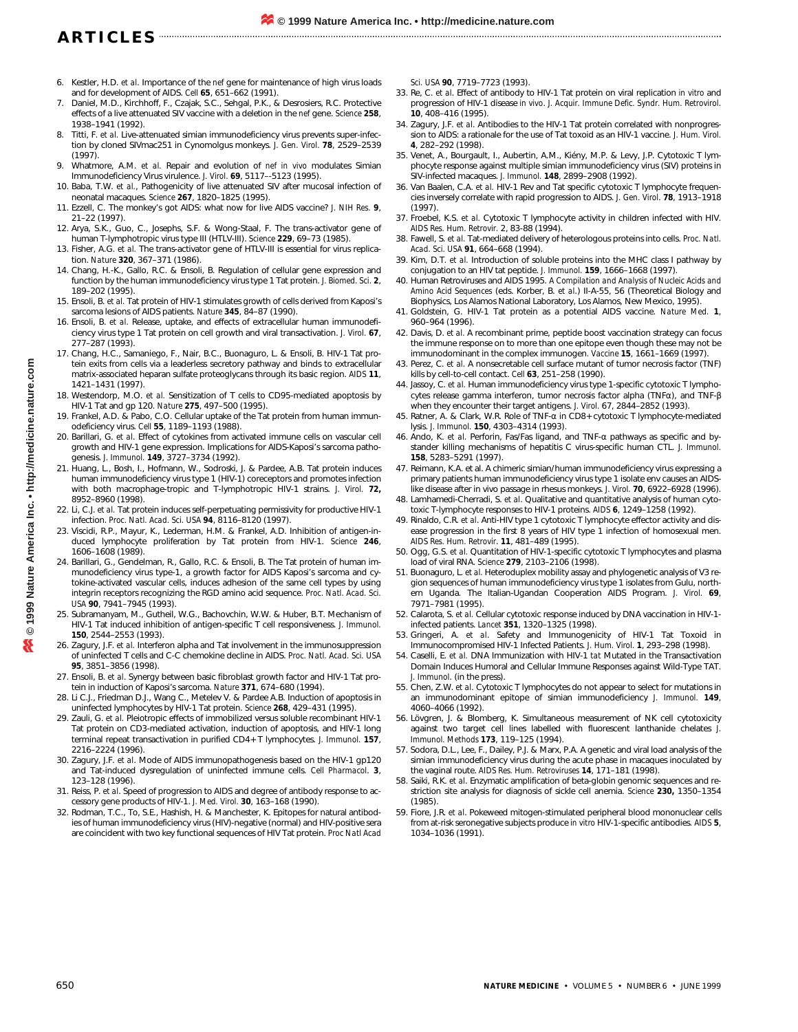6. Kestler, H.D. *et al.* Importance of the *nef* gene for maintenance of high virus loads and for development of AIDS. *Cell* **65**, 651–662 (1991).
7. Daniel, M.D., Kirchhoff, F., Czajak, S.C., Sehgal, P.K., & Desrosiers, R.C. Protective effects of a live attenuated SIV vaccine with a deletion in the *nef* gene. *Science* **258**, 1938–1941 (1992).
8. Titti, F. *et al.* Live-attenuated simian immunodeficiency virus prevents super-infection by cloned SIVmac251 in Cynomolgus monkeys. *J. Gen. Virol.* **78**, 2529–2539 (1997).
9. Whatmore, A.M. *et al.* Repair and evolution of *nef in vivo* modulates Simian Immunodeficiency Virus virulence. *J. Virol.* **69**, 5117-–5123 (1995).
10. Baba, T.W. *et al.*, Pathogenicity of live attenuated SIV after mucosal infection of neonatal macaques. *Science* **267**, 1820–1825 (1995).
11. Ezzell, C. The monkey's got AIDS: what now for live AIDS vaccine? *J. NIH Res.* **9**, 21–22 (1997).
12. Arya, S.K., Guo, C., Josephs, S.F. & Wong-Staal, F. The trans-activator gene of human T-lymphotropic virus type III (HTLV-III). *Science* **229**, 69–73 (1985).
13. Fisher, A.G. *et al.* The trans-activator gene of HTLV-III is essential for virus replication. *Nature* **320**, 367–371 (1986).
14. Chang, H.-K., Gallo, R.C. & Ensoli, B. Regulation of cellular gene expression and function by the human immunodeficiency virus type 1 Tat protein. *J. Biomed. Sci.* **2**, 189–202 (1995).
15. Ensoli, B. *et al.* Tat protein of HIV-1 stimulates growth of cells derived from Kaposi's sarcoma lesions of AIDS patients. *Nature* **345**, 84–87 (1990).
16. Ensoli, B. *et al.* Release, uptake, and effects of extracellular human immunodeficiency virus type 1 Tat protein on cell growth and viral transactivation. *J. Virol.* **67**, 277–287 (1993).
17. Chang, H.C., Samaniego, F., Nair, B.C., Buonaguro, L. & Ensoli, B. HIV-1 Tat protein exits from cells via a leaderless secretory pathway and binds to extracellular matrix-associated heparan sulfate proteoglycans through its basic region. *AIDS* **11**, 1421–1431 (1997).
18. Westendorp, M.O. *et al.* Sensitization of T cells to CD95-mediated apoptosis by HIV-1 Tat and gp 120. *Nature* **275**, 497–500 (1995).
19. Frankel, A.D. & Pabo, C.O. Cellular uptake of the Tat protein from human immunodeficiency virus. *Cell* **55**, 1189–1193 (1988).
20. Barillari, G. *et al.* Effect of cytokines from activated immune cells on vascular cell growth and HIV-1 gene expression. Implications for AIDS-Kaposi's sarcoma pathogenesis. *J. Immunol.* **149**, 3727–3734 (1992).
21. Huang, L., Bosh, I., Hofmann, W., Sodroski, J. & Pardee, A.B. Tat protein induces human immunodeficiency virus type 1 (HIV-1) coreceptors and promotes infection with both macrophage-tropic and T-lymphotropic HIV-1 strains. *J. Virol.* **72,** 8952–8960 (1998).
22. Li, C.J. *et al.* Tat protein induces self-perpetuating permissivity for productive HIV-1 infection. *Proc. Natl. Acad. Sci. USA* **94**, 8116–8120 (1997).
23. Viscidi, R.P., Mayur, K., Lederman, H.M. & Frankel, A.D. Inhibition of antigen-induced lymphocyte proliferation by Tat protein from HIV-1. *Science* **246**, 1606–1608 (1989).
24. Barillari, G., Gendelman, R., Gallo, R.C. & Ensoli, B. The Tat protein of human immunodeficiency virus type-1, a growth factor for AIDS Kaposi's sarcoma and cytokine-activated vascular cells, induces adhesion of the same cell types by using integrin receptors recognizing the RGD amino acid sequence. *Proc. Natl. Acad. Sci. USA* **90**, 7941–7945 (1993).
25. Subramanyam, M., Gutheil, W.G., Bachovchin, W.W. & Huber, B.T. Mechanism of HIV-1 Tat induced inhibition of antigen-specific T cell responsiveness. *J. Immunol.* **150**, 2544–2553 (1993).
26. Zagury, J.F. *et al.* Interferon alpha and Tat involvement in the immunosuppression of uninfected T cells and C-C chemokine decline in AIDS. *Proc. Natl. Acad. Sci. USA* **95**, 3851–3856 (1998).
27. Ensoli, B. *et al.* Synergy between basic fibroblast growth factor and HIV-1 Tat protein in induction of Kaposi's sarcoma. *Nature* **371**, 674–680 (1994).
28. Li C.J., Friedman D.J., Wang C., Metelev V. & Pardee A.B. Induction of apoptosis in uninfected lymphocytes by HIV-1 Tat protein. *Science* **268**, 429–431 (1995).
29. Zauli, G. *et al.* Pleiotropic effects of immobilized versus soluble recombinant HIV-1 Tat protein on CD3-mediated activation, induction of apoptosis, and HIV-1 long terminal repeat transactivation in purified CD4+ T lymphocytes. *J. Immunol.* **157**, 2216–2224 (1996).
30. Zagury, J.F. *et al.* Mode of AIDS immunopathogenesis based on the HIV-1 gp120 and Tat-induced dysregulation of uninfected immune cells. *Cell Pharmacol.* **3**, 123–128 (1996).
31. Reiss, P. *et al.* Speed of progression to AIDS and degree of antibody response to accessory gene products of HIV-1. *J. Med. Virol.* **30**, 163–168 (1990).
32. Rodman, T.C., To, S.E., Hashish, H. & Manchester, K. Epitopes for natural antibodies of human immunodeficiency virus (HIV)-negative (normal) and HIV-positive sera are coincident with two key functional sequences of HIV Tat protein. *Proc Natl Acad Sci. USA* **90**, 7719–7723 (1993).
33. Re, C. *et al.* Effect of antibody to HIV-1 Tat protein on viral replication *in vitro* and progression of HIV-1 disease *in vivo*. *J. Acquir. Immune Defic. Syndr. Hum. Retrovirol.* **10**, 408–416 (1995).
34. Zagury, J.F. *et al.* Antibodies to the HIV-1 Tat protein correlated with nonprogression to AIDS: a rationale for the use of Tat toxoid as an HIV-1 vaccine. *J. Hum. Virol.* **4**, 282–292 (1998).
35. Venet, A., Bourgault, I., Aubertin, A.M., Kiény, M.P. & Levy, J.P. Cytotoxic T lymphocyte response against multiple simian immunodeficiency virus (SIV) proteins in SIV-infected macaques. *J. Immunol.* **148**, 2899–2908 (1992).
36. Van Baalen, C.A. *et al.* HIV-1 Rev and Tat specific cytotoxic T lymphocyte frequencies inversely correlate with rapid progression to AIDS. *J. Gen. Virol.* **78**, 1913–1918 (1997).
37. Froebel, K.S. *et al.* Cytotoxic T lymphocyte activity in children infected with HIV. *AIDS Res. Hum. Retrovir.* 2, 83-88 (1994).
38. Fawell, S. *et al.* Tat-mediated delivery of heterologous proteins into cells. *Proc. Natl. Acad. Sci. USA* **91**, 664–668 (1994).
39. Kim, D.T. *et al.* Introduction of soluble proteins into the MHC class I pathway by conjugation to an HIV tat peptide. *J. Immunol.* **159**, 1666–1668 (1997).
40. Human Retroviruses and AIDS 1995. *A Compilation and Analysis of Nucleic Acids and Amino Acid Sequences* (eds. Korber, B. *et al.*) II-A-55, 56 (Theoretical Biology and Biophysics, Los Alamos National Laboratory, Los Alamos, New Mexico, 1995).
41. Goldstein, G. HIV-1 Tat protein as a potential AIDS vaccine. *Nature Med.* **1**, 960–964 (1996).
42. Davis, D. *et al.* A recombinant prime, peptide boost vaccination strategy can focus the immune response on to more than one epitope even though these may not be immunodominant in the complex immunogen. *Vaccine* **15**, 1661–1669 (1997).
43. Perez, C. *et al.* A nonsecretable cell surface mutant of tumor necrosis factor (TNF) kills by cell-to-cell contact. *Cell* **63**, 251–258 (1990).
44. Jassoy, C. *et al.* Human immunodeficiency virus type 1-specific cytotoxic T lymphocytes release gamma interferon, tumor necrosis factor alpha (TNFα), and TNF-β when they encounter their target antigens. *J. Virol.* 67, 2844–2852 (1993).
45. Ratner, A. & Clark, W.R. Role of TNF-α in CD8+ cytotoxic T lymphocyte-mediated lysis. *J. Immunol.* **150**, 4303–4314 (1993).
46. Ando, K. *et al.* Perforin, Fas/Fas ligand, and TNF-α pathways as specific and bystander killing mechanisms of hepatitis C virus-specific human CTL. *J. Immunol.* **158**, 5283–5291 (1997).
47. Reimann, K.A. et al. A chimeric simian/human immunodeficiency virus expressing a primary patients human immunodeficiency virus type 1 isolate env causes an AIDS-like disease after in vivo passage in rhesus monkeys. *J. Virol.* **70**, 6922–6928 (1996).
48. Lamhamedi-Cherradi, S. *et al.* Qualitative and quantitative analysis of human cytotoxic T-lymphocyte responses to HIV-1 proteins. *AIDS* **6**, 1249–1258 (1992).
49. Rinaldo, C.R. *et al.* Anti-HIV type 1 cytotoxic T lymphocyte effector activity and disease progression in the first 8 years of HIV type 1 infection of homosexual men. *AIDS Res. Hum. Retrovir.* **11**, 481–489 (1995).
50. Ogg, G.S. *et al.* Quantitation of HIV-1-specific cytotoxic T lymphocytes and plasma load of viral RNA. *Science* **279**, 2103–2106 (1998).
51. Buonaguro, L. *et al.* Heteroduplex mobility assay and phylogenetic analysis of V3 region sequences of human immunodeficiency virus type 1 isolates from Gulu, northern Uganda. The Italian-Ugandan Cooperation AIDS Program. *J. Virol.* **69**, 7971–7981 (1995).
52. Calarota, S. *et al.* Cellular cytotoxic response induced by DNA vaccination in HIV-1-infected patients. *Lancet* **351**, 1320–1325 (1998).
53. Gringeri, A. *et al.* Safety and Immunogenicity of HIV-1 Tat Toxoid in Immunocompromised HIV-1 Infected Patients. *J. Hum. Virol.* **1**, 293–298 (1998).
54. Caselli, E. *et al.* DNA Immunization with HIV-1 *tat* Mutated in the Transactivation Domain Induces Humoral and Cellular Immune Responses against Wild-Type TAT. *J. Immunol.* (in the press).
55. Chen, Z.W. *et al.* Cytotoxic T lymphocytes do not appear to select for mutations in an immunodominant epitope of simian immunodeficiency *J. Immunol.* **149**, 4060–4066 (1992).
56. Lövgren, J. & Blomberg, K. Simultaneous measurement of NK cell cytotoxicity against two target cell lines labelled with fluorescent lanthanide chelates *J. Immunol. Methods* **173**, 119–125 (1994).
57. Sodora, D.L., Lee, F., Dailey, P.J. & Marx, P.A. A genetic and viral load analysis of the simian immunodeficiency virus during the acute phase in macaques inoculated by the vaginal route. *AIDS Res. Hum. Retroviruses* **14**, 171–181 (1998).
58. Saiki, R.K. *et al.* Enzymatic amplification of beta-globin genomic sequences and restriction site analysis for diagnosis of sickle cell anemia. *Science* **230,** 1350–1354 (1985).
59. Fiore, J.R. *et al.* Pokeweed mitogen-stimulated peripheral blood mononuclear cells from at-risk seronegative subjects produce *in vitro* HIV-1-specific antibodies. *AIDS* **5**, 1034–1036 (1991).